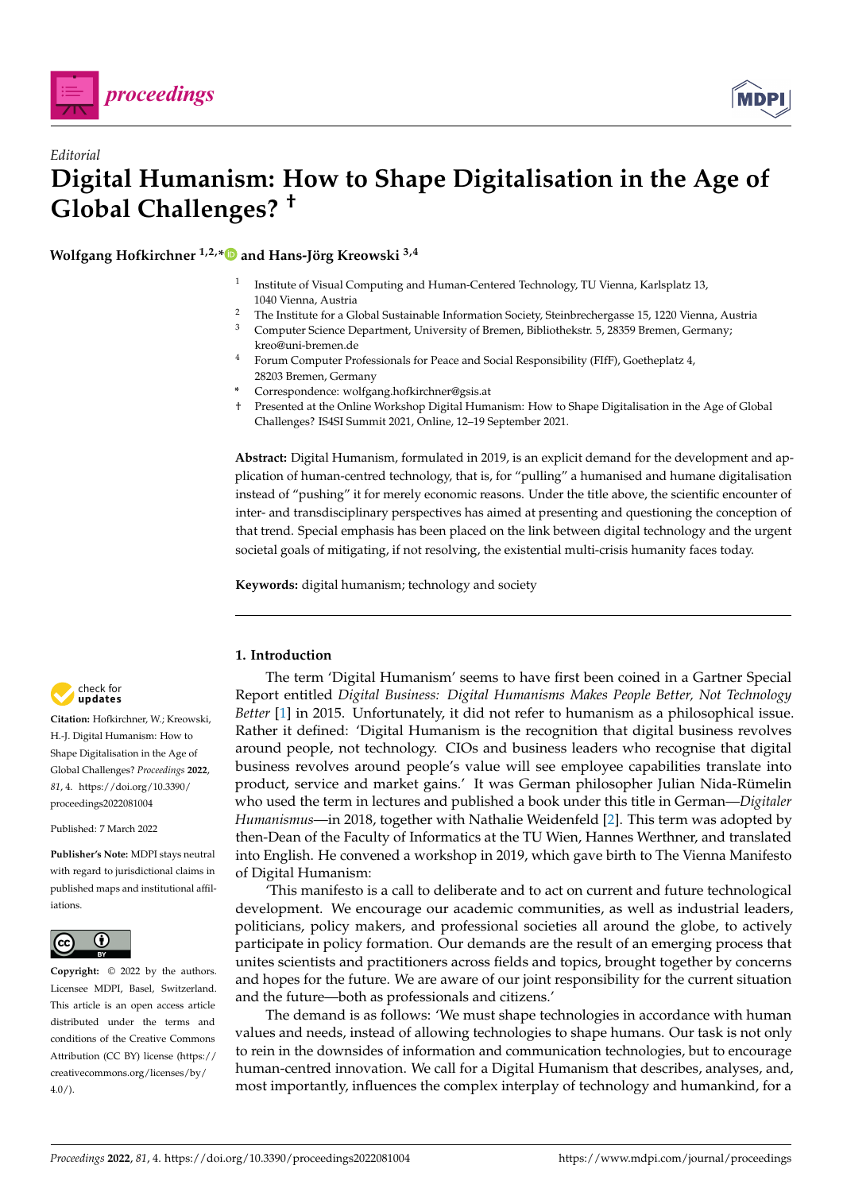*Editorial*

# Digital Humanism: How to Shape Digitalisation in the Age of Global Challenges? †

**Wolfgang Hofkirchner [1,2,*] and Hans-Jörg Kreowski [3,4]**

1 Institute of Visual Computing and Human-Centered Technology, TU Vienna, Karlsplatz 13, 1040 Vienna, Austria
2 The Institute for a Global Sustainable Information Society, Steinbrechergasse 15, 1220 Vienna, Austria
3 Computer Science Department, University of Bremen, Bibliothekstr. 5, 28359 Bremen, Germany; kreo@uni-bremen.de
4 Forum Computer Professionals for Peace and Social Responsibility (FIfF), Goetheplatz 4, 28203 Bremen, Germany
* Correspondence: wolfgang.hofkirchner@gsis.at
† Presented at the Online Workshop Digital Humanism: How to Shape Digitalisation in the Age of Global Challenges? IS4SI Summit 2021, Online, 12–19 September 2021.

**Abstract:** Digital Humanism, formulated in 2019, is an explicit demand for the development and application of human-centred technology, that is, for "pulling" a humanised and humane digitalisation instead of "pushing" it for merely economic reasons. Under the title above, the scientific encounter of inter- and transdisciplinary perspectives has aimed at presenting and questioning the conception of that trend. Special emphasis has been placed on the link between digital technology and the urgent societal goals of mitigating, if not resolving, the existential multi-crisis humanity faces today.

**Keywords:** digital humanism; technology and society

**Citation:** Hofkirchner, W.; Kreowski, H.-J. Digital Humanism: How to Shape Digitalisation in the Age of Global Challenges? *Proceedings* **2022**, *81*, 4. https://doi.org/10.3390/proceedings2022081004

Published: 7 March 2022

**Publisher's Note:** MDPI stays neutral with regard to jurisdictional claims in published maps and institutional affiliations.

**Copyright:** © 2022 by the authors. Licensee MDPI, Basel, Switzerland. This article is an open access article distributed under the terms and conditions of the Creative Commons Attribution (CC BY) license (https://creativecommons.org/licenses/by/4.0/).

## 1. Introduction

The term 'Digital Humanism' seems to have first been coined in a Gartner Special Report entitled *Digital Business: Digital Humanisms Makes People Better, Not Technology Better* [1] in 2015. Unfortunately, it did not refer to humanism as a philosophical issue. Rather it defined: 'Digital Humanism is the recognition that digital business revolves around people, not technology. CIOs and business leaders who recognise that digital business revolves around people's value will see employee capabilities translate into product, service and market gains.' It was German philosopher Julian Nida-Rümelin who used the term in lectures and published a book under this title in German—*Digitaler Humanismus*—in 2018, together with Nathalie Weidenfeld [2]. This term was adopted by then-Dean of the Faculty of Informatics at the TU Wien, Hannes Werthner, and translated into English. He convened a workshop in 2019, which gave birth to The Vienna Manifesto of Digital Humanism:

'This manifesto is a call to deliberate and to act on current and future technological development. We encourage our academic communities, as well as industrial leaders, politicians, policy makers, and professional societies all around the globe, to actively participate in policy formation. Our demands are the result of an emerging process that unites scientists and practitioners across fields and topics, brought together by concerns and hopes for the future. We are aware of our joint responsibility for the current situation and the future—both as professionals and citizens.'

The demand is as follows: 'We must shape technologies in accordance with human values and needs, instead of allowing technologies to shape humans. Our task is not only to rein in the downsides of information and communication technologies, but to encourage human-centred innovation. We call for a Digital Humanism that describes, analyses, and, most importantly, influences the complex interplay of technology and humankind, for a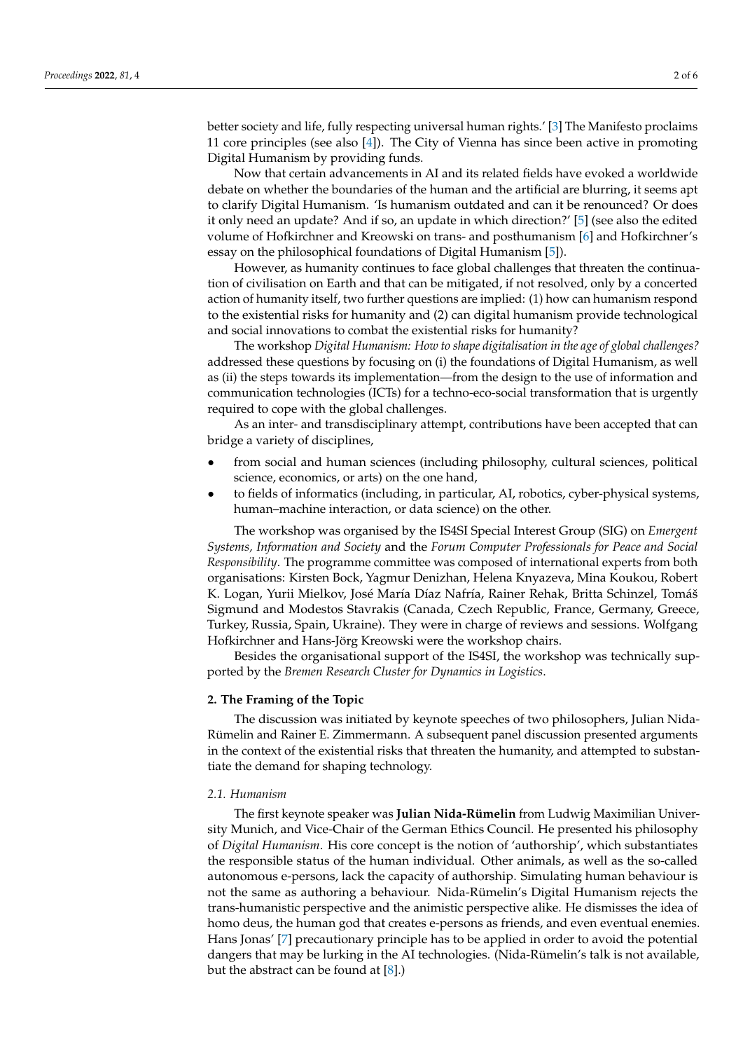better society and life, fully respecting universal human rights.' [3] The Manifesto proclaims 11 core principles (see also [4]). The City of Vienna has since been active in promoting Digital Humanism by providing funds.

Now that certain advancements in AI and its related fields have evoked a worldwide debate on whether the boundaries of the human and the artificial are blurring, it seems apt to clarify Digital Humanism. 'Is humanism outdated and can it be renounced? Or does it only need an update? And if so, an update in which direction?' [5] (see also the edited volume of Hofkirchner and Kreowski on trans- and posthumanism [6] and Hofkirchner's essay on the philosophical foundations of Digital Humanism [5]).

However, as humanity continues to face global challenges that threaten the continuation of civilisation on Earth and that can be mitigated, if not resolved, only by a concerted action of humanity itself, two further questions are implied: (1) how can humanism respond to the existential risks for humanity and (2) can digital humanism provide technological and social innovations to combat the existential risks for humanity?

The workshop *Digital Humanism: How to shape digitalisation in the age of global challenges?* addressed these questions by focusing on (i) the foundations of Digital Humanism, as well as (ii) the steps towards its implementation—from the design to the use of information and communication technologies (ICTs) for a techno-eco-social transformation that is urgently required to cope with the global challenges.

As an inter- and transdisciplinary attempt, contributions have been accepted that can bridge a variety of disciplines,

- from social and human sciences (including philosophy, cultural sciences, political science, economics, or arts) on the one hand,
- to fields of informatics (including, in particular, AI, robotics, cyber-physical systems, human–machine interaction, or data science) on the other.

The workshop was organised by the IS4SI Special Interest Group (SIG) on *Emergent Systems, Information and Society* and the *Forum Computer Professionals for Peace and Social Responsibility*. The programme committee was composed of international experts from both organisations: Kirsten Bock, Yagmur Denizhan, Helena Knyazeva, Mina Koukou, Robert K. Logan, Yurii Mielkov, José María Díaz Nafría, Rainer Rehak, Britta Schinzel, Tomáš Sigmund and Modestos Stavrakis (Canada, Czech Republic, France, Germany, Greece, Turkey, Russia, Spain, Ukraine). They were in charge of reviews and sessions. Wolfgang Hofkirchner and Hans-Jörg Kreowski were the workshop chairs.

Besides the organisational support of the IS4SI, the workshop was technically supported by the *Bremen Research Cluster for Dynamics in Logistics*.

## 2. The Framing of the Topic

The discussion was initiated by keynote speeches of two philosophers, Julian Nida-Rümelin and Rainer E. Zimmermann. A subsequent panel discussion presented arguments in the context of the existential risks that threaten the humanity, and attempted to substantiate the demand for shaping technology.

### 2.1. Humanism

The first keynote speaker was **Julian Nida-Rümelin** from Ludwig Maximilian University Munich, and Vice-Chair of the German Ethics Council. He presented his philosophy of *Digital Humanism*. His core concept is the notion of 'authorship', which substantiates the responsible status of the human individual. Other animals, as well as the so-called autonomous e-persons, lack the capacity of authorship. Simulating human behaviour is not the same as authoring a behaviour. Nida-Rümelin's Digital Humanism rejects the trans-humanistic perspective and the animistic perspective alike. He dismisses the idea of homo deus, the human god that creates e-persons as friends, and even eventual enemies. Hans Jonas' [7] precautionary principle has to be applied in order to avoid the potential dangers that may be lurking in the AI technologies. (Nida-Rümelin's talk is not available, but the abstract can be found at [8].)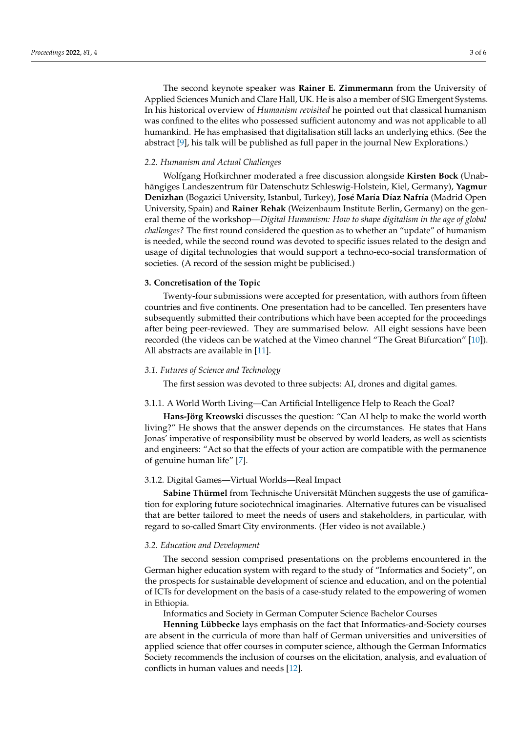The second keynote speaker was **Rainer E. Zimmermann** from the University of Applied Sciences Munich and Clare Hall, UK. He is also a member of SIG Emergent Systems. In his historical overview of *Humanism revisited* he pointed out that classical humanism was confined to the elites who possessed sufficient autonomy and was not applicable to all humankind. He has emphasised that digitalisation still lacks an underlying ethics. (See the abstract [9], his talk will be published as full paper in the journal New Explorations.)

### *2.2. Humanism and Actual Challenges*

Wolfgang Hofkirchner moderated a free discussion alongside **Kirsten Bock** (Unabhängiges Landeszentrum für Datenschutz Schleswig-Holstein, Kiel, Germany), **Yagmur Denizhan** (Bogazici University, Istanbul, Turkey), **José María Díaz Nafría** (Madrid Open University, Spain) and **Rainer Rehak** (Weizenbaum Institute Berlin, Germany) on the general theme of the workshop—*Digital Humanism: How to shape digitalism in the age of global challenges?* The first round considered the question as to whether an "update" of humanism is needed, while the second round was devoted to specific issues related to the design and usage of digital technologies that would support a techno-eco-social transformation of societies. (A record of the session might be publicised.)

## **3. Concretisation of the Topic**

Twenty-four submissions were accepted for presentation, with authors from fifteen countries and five continents. One presentation had to be cancelled. Ten presenters have subsequently submitted their contributions which have been accepted for the proceedings after being peer-reviewed. They are summarised below. All eight sessions have been recorded (the videos can be watched at the Vimeo channel "The Great Bifurcation" [10]). All abstracts are available in [11].

### *3.1. Futures of Science and Technology*

The first session was devoted to three subjects: AI, drones and digital games.

#### 3.1.1. A World Worth Living—Can Artificial Intelligence Help to Reach the Goal?

**Hans-Jörg Kreowski** discusses the question: "Can AI help to make the world worth living?" He shows that the answer depends on the circumstances. He states that Hans Jonas' imperative of responsibility must be observed by world leaders, as well as scientists and engineers: "Act so that the effects of your action are compatible with the permanence of genuine human life" [7].

#### 3.1.2. Digital Games—Virtual Worlds—Real Impact

**Sabine Thürmel** from Technische Universität München suggests the use of gamification for exploring future sociotechnical imaginaries. Alternative futures can be visualised that are better tailored to meet the needs of users and stakeholders, in particular, with regard to so-called Smart City environments. (Her video is not available.)

### *3.2. Education and Development*

The second session comprised presentations on the problems encountered in the German higher education system with regard to the study of "Informatics and Society", on the prospects for sustainable development of science and education, and on the potential of ICTs for development on the basis of a case-study related to the empowering of women in Ethiopia.

Informatics and Society in German Computer Science Bachelor Courses

**Henning Lübbecke** lays emphasis on the fact that Informatics-and-Society courses are absent in the curricula of more than half of German universities and universities of applied science that offer courses in computer science, although the German Informatics Society recommends the inclusion of courses on the elicitation, analysis, and evaluation of conflicts in human values and needs [12].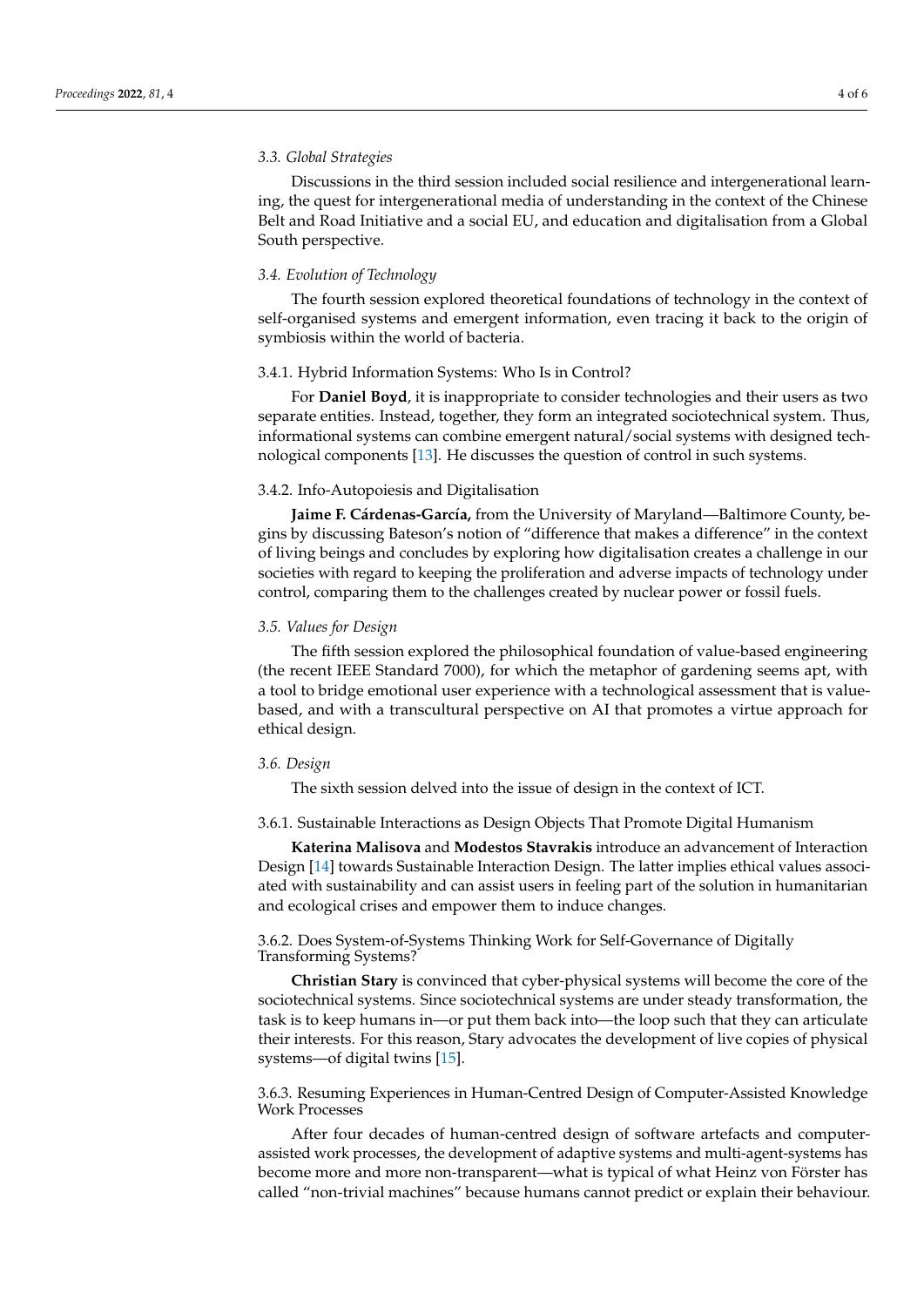### *3.3. Global Strategies*

Discussions in the third session included social resilience and intergenerational learning, the quest for intergenerational media of understanding in the context of the Chinese Belt and Road Initiative and a social EU, and education and digitalisation from a Global South perspective.

### *3.4. Evolution of Technology*

The fourth session explored theoretical foundations of technology in the context of self-organised systems and emergent information, even tracing it back to the origin of symbiosis within the world of bacteria.

#### 3.4.1. Hybrid Information Systems: Who Is in Control?

For **Daniel Boyd**, it is inappropriate to consider technologies and their users as two separate entities. Instead, together, they form an integrated sociotechnical system. Thus, informational systems can combine emergent natural/social systems with designed technological components [13]. He discusses the question of control in such systems.

#### 3.4.2. Info-Autopoiesis and Digitalisation

**Jaime F. Cárdenas-García,** from the University of Maryland—Baltimore County, begins by discussing Bateson's notion of "difference that makes a difference" in the context of living beings and concludes by exploring how digitalisation creates a challenge in our societies with regard to keeping the proliferation and adverse impacts of technology under control, comparing them to the challenges created by nuclear power or fossil fuels.

### *3.5. Values for Design*

The fifth session explored the philosophical foundation of value-based engineering (the recent IEEE Standard 7000), for which the metaphor of gardening seems apt, with a tool to bridge emotional user experience with a technological assessment that is value-based, and with a transcultural perspective on AI that promotes a virtue approach for ethical design.

### *3.6. Design*

The sixth session delved into the issue of design in the context of ICT.

#### 3.6.1. Sustainable Interactions as Design Objects That Promote Digital Humanism

**Katerina Malisova** and **Modestos Stavrakis** introduce an advancement of Interaction Design [14] towards Sustainable Interaction Design. The latter implies ethical values associated with sustainability and can assist users in feeling part of the solution in humanitarian and ecological crises and empower them to induce changes.

#### 3.6.2. Does System-of-Systems Thinking Work for Self-Governance of Digitally Transforming Systems?

**Christian Stary** is convinced that cyber-physical systems will become the core of the sociotechnical systems. Since sociotechnical systems are under steady transformation, the task is to keep humans in—or put them back into—the loop such that they can articulate their interests. For this reason, Stary advocates the development of live copies of physical systems—of digital twins [15].

#### 3.6.3. Resuming Experiences in Human-Centred Design of Computer-Assisted Knowledge Work Processes

After four decades of human-centred design of software artefacts and computer-assisted work processes, the development of adaptive systems and multi-agent-systems has become more and more non-transparent—what is typical of what Heinz von Förster has called "non-trivial machines" because humans cannot predict or explain their behaviour.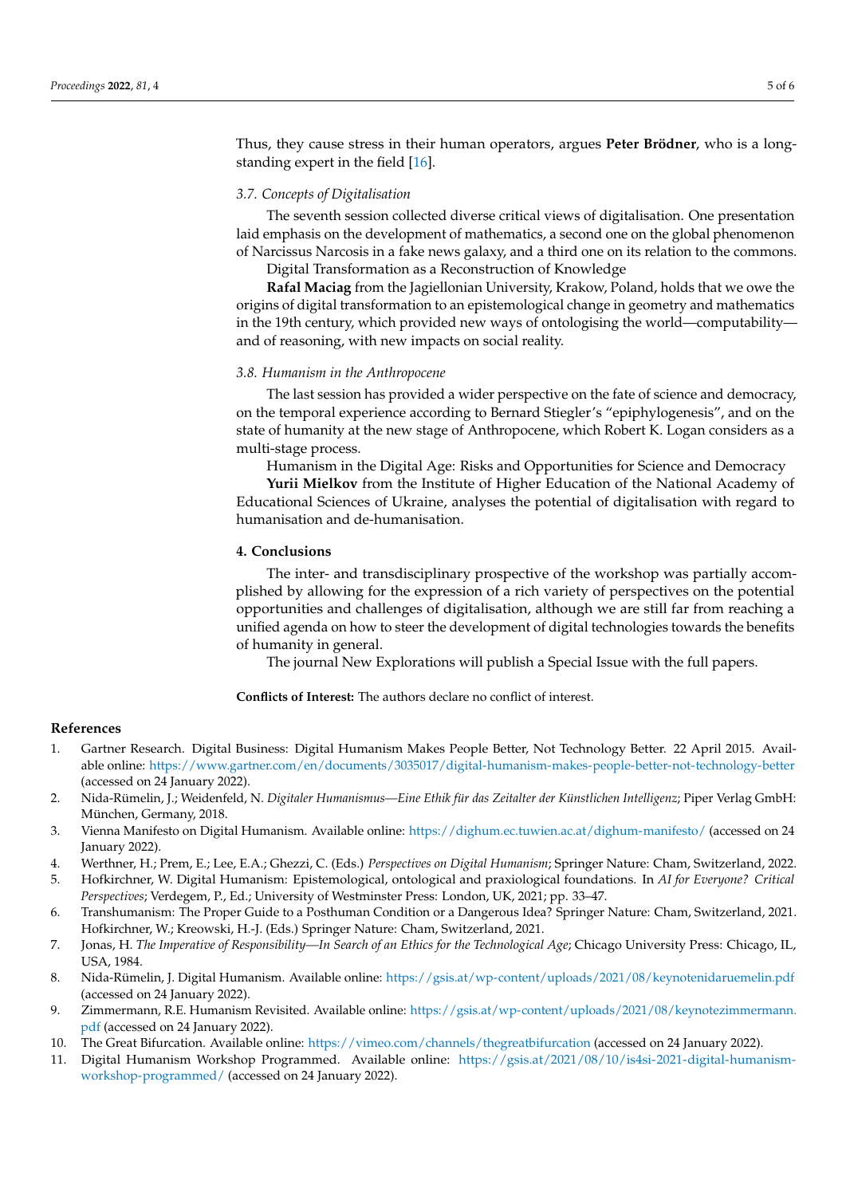Thus, they cause stress in their human operators, argues **Peter Brödner**, who is a long-standing expert in the field [16].

### *3.7. Concepts of Digitalisation*

The seventh session collected diverse critical views of digitalisation. One presentation laid emphasis on the development of mathematics, a second one on the global phenomenon of Narcissus Narcosis in a fake news galaxy, and a third one on its relation to the commons.

Digital Transformation as a Reconstruction of Knowledge

**Rafal Maciag** from the Jagiellonian University, Krakow, Poland, holds that we owe the origins of digital transformation to an epistemological change in geometry and mathematics in the 19th century, which provided new ways of ontologising the world—computability—and of reasoning, with new impacts on social reality.

### *3.8. Humanism in the Anthropocene*

The last session has provided a wider perspective on the fate of science and democracy, on the temporal experience according to Bernard Stiegler's "epiphylogenesis", and on the state of humanity at the new stage of Anthropocene, which Robert K. Logan considers as a multi-stage process.

Humanism in the Digital Age: Risks and Opportunities for Science and Democracy

**Yurii Mielkov** from the Institute of Higher Education of the National Academy of Educational Sciences of Ukraine, analyses the potential of digitalisation with regard to humanisation and de-humanisation.

## 4. Conclusions

The inter- and transdisciplinary prospective of the workshop was partially accomplished by allowing for the expression of a rich variety of perspectives on the potential opportunities and challenges of digitalisation, although we are still far from reaching a unified agenda on how to steer the development of digital technologies towards the benefits of humanity in general.

The journal New Explorations will publish a Special Issue with the full papers.

**Conflicts of Interest:** The authors declare no conflict of interest.

## References

1. Gartner Research. Digital Business: Digital Humanism Makes People Better, Not Technology Better. 22 April 2015. Available online: https://www.gartner.com/en/documents/3035017/digital-humanism-makes-people-better-not-technology-better (accessed on 24 January 2022).
2. Nida-Rümelin, J.; Weidenfeld, N. *Digitaler Humanismus—Eine Ethik für das Zeitalter der Künstlichen Intelligenz*; Piper Verlag GmbH: München, Germany, 2018.
3. Vienna Manifesto on Digital Humanism. Available online: https://dighum.ec.tuwien.ac.at/dighum-manifesto/ (accessed on 24 January 2022).
4. Werthner, H.; Prem, E.; Lee, E.A.; Ghezzi, C. (Eds.) *Perspectives on Digital Humanism*; Springer Nature: Cham, Switzerland, 2022.
5. Hofkirchner, W. Digital Humanism: Epistemological, ontological and praxiological foundations. In *AI for Everyone? Critical Perspectives*; Verdegem, P., Ed.; University of Westminster Press: London, UK, 2021; pp. 33–47.
6. Transhumanism: The Proper Guide to a Posthuman Condition or a Dangerous Idea? Springer Nature: Cham, Switzerland, 2021. Hofkirchner, W.; Kreowski, H.-J. (Eds.) Springer Nature: Cham, Switzerland, 2021.
7. Jonas, H. *The Imperative of Responsibility—In Search of an Ethics for the Technological Age*; Chicago University Press: Chicago, IL, USA, 1984.
8. Nida-Rümelin, J. Digital Humanism. Available online: https://gsis.at/wp-content/uploads/2021/08/keynotenidaruemelin.pdf (accessed on 24 January 2022).
9. Zimmermann, R.E. Humanism Revisited. Available online: https://gsis.at/wp-content/uploads/2021/08/keynotezimmermann.pdf (accessed on 24 January 2022).
10. The Great Bifurcation. Available online: https://vimeo.com/channels/thegreatbifurcation (accessed on 24 January 2022).
11. Digital Humanism Workshop Programmed. Available online: https://gsis.at/2021/08/10/is4si-2021-digital-humanism-workshop-programmed/ (accessed on 24 January 2022).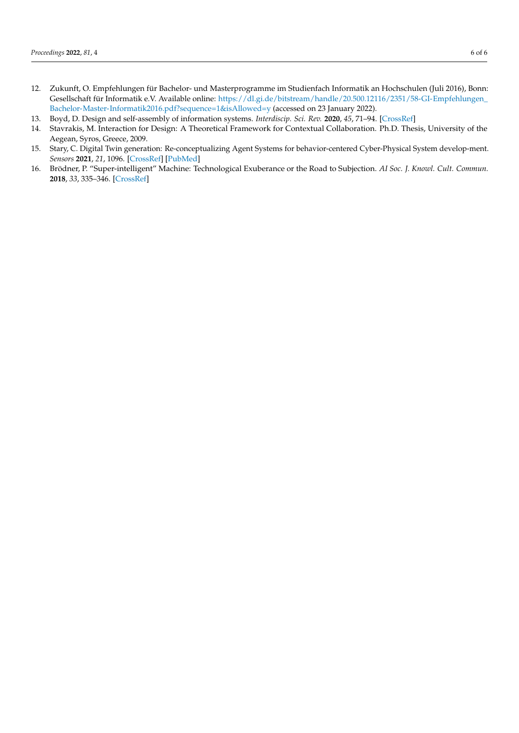12. Zukunft, O. Empfehlungen für Bachelor- und Masterprogramme im Studienfach Informatik an Hochschulen (Juli 2016), Bonn: Gesellschaft für Informatik e.V. Available online: https://dl.gi.de/bitstream/handle/20.500.12116/2351/58-GI-Empfehlungen_Bachelor-Master-Informatik2016.pdf?sequence=1&isAllowed=y (accessed on 23 January 2022).
13. Boyd, D. Design and self-assembly of information systems. *Interdiscip. Sci. Rev.* **2020**, *45*, 71–94. [CrossRef]
14. Stavrakis, M. Interaction for Design: A Theoretical Framework for Contextual Collaboration. Ph.D. Thesis, University of the Aegean, Syros, Greece, 2009.
15. Stary, C. Digital Twin generation: Re-conceptualizing Agent Systems for behavior-centered Cyber-Physical System develop-ment. *Sensors* **2021**, *21*, 1096. [CrossRef] [PubMed]
16. Brödner, P. "Super-intelligent" Machine: Technological Exuberance or the Road to Subjection. *AI Soc. J. Knowl. Cult. Commun.* **2018**, *33*, 335–346. [CrossRef]